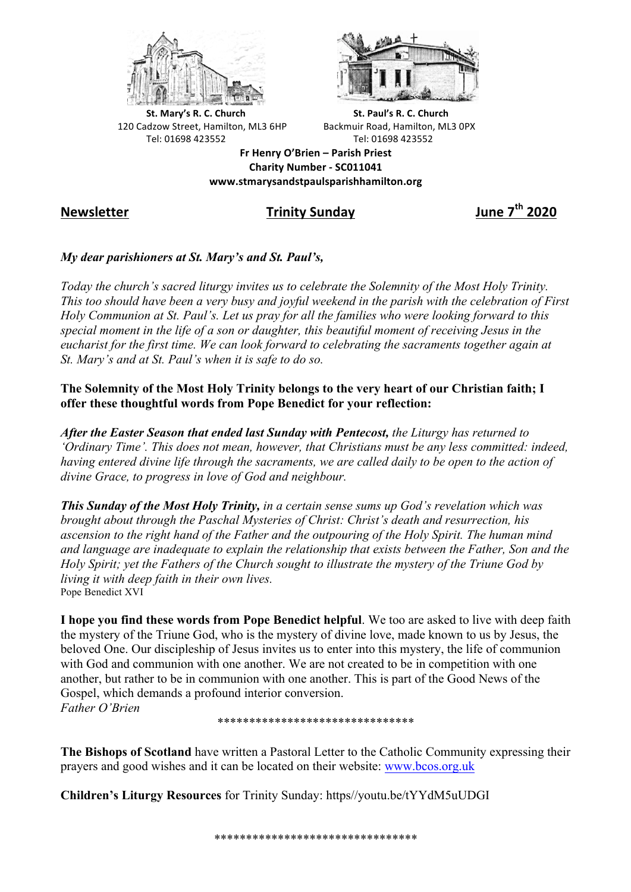**St. Mary's R. C. Church**
120 Cadzow Street, Hamilton, ML3 6HP
Tel: 01698 423552

**St. Paul's R. C. Church**
Backmuir Road, Hamilton, ML3 0PX
Tel: 01698 423552

**Fr Henry O'Brien – Parish Priest**
**Charity Number - SC011041**
**www.stmarysandstpaulsparishhamilton.org**

**Newsletter** **Trinity Sunday** **June 7th 2020**

***My dear parishioners at St. Mary's and St. Paul's,***

*Today the church's sacred liturgy invites us to celebrate the Solemnity of the Most Holy Trinity. This too should have been a very busy and joyful weekend in the parish with the celebration of First Holy Communion at St. Paul's. Let us pray for all the families who were looking forward to this special moment in the life of a son or daughter, this beautiful moment of receiving Jesus in the eucharist for the first time. We can look forward to celebrating the sacraments together again at St. Mary's and at St. Paul's when it is safe to do so.*

**The Solemnity of the Most Holy Trinity belongs to the very heart of our Christian faith; I offer these thoughtful words from Pope Benedict for your reflection:**

***After the Easter Season that ended last Sunday with Pentecost,*** *the Liturgy has returned to 'Ordinary Time'. This does not mean, however, that Christians must be any less committed: indeed, having entered divine life through the sacraments, we are called daily to be open to the action of divine Grace, to progress in love of God and neighbour.*

***This Sunday of the Most Holy Trinity,*** *in a certain sense sums up God's revelation which was brought about through the Paschal Mysteries of Christ: Christ's death and resurrection, his ascension to the right hand of the Father and the outpouring of the Holy Spirit. The human mind and language are inadequate to explain the relationship that exists between the Father, Son and the Holy Spirit; yet the Fathers of the Church sought to illustrate the mystery of the Triune God by living it with deep faith in their own lives.*
Pope Benedict XVI

**I hope you find these words from Pope Benedict helpful**. We too are asked to live with deep faith the mystery of the Triune God, who is the mystery of divine love, made known to us by Jesus, the beloved One. Our discipleship of Jesus invites us to enter into this mystery, the life of communion with God and communion with one another. We are not created to be in competition with one another, but rather to be in communion with one another. This is part of the Good News of the Gospel, which demands a profound interior conversion.
*Father O'Brien*

******************************

**The Bishops of Scotland** have written a Pastoral Letter to the Catholic Community expressing their prayers and good wishes and it can be located on their website: www.bcos.org.uk

**Children's Liturgy Resources** for Trinity Sunday: https//youtu.be/tYYdM5uUDGI

********************************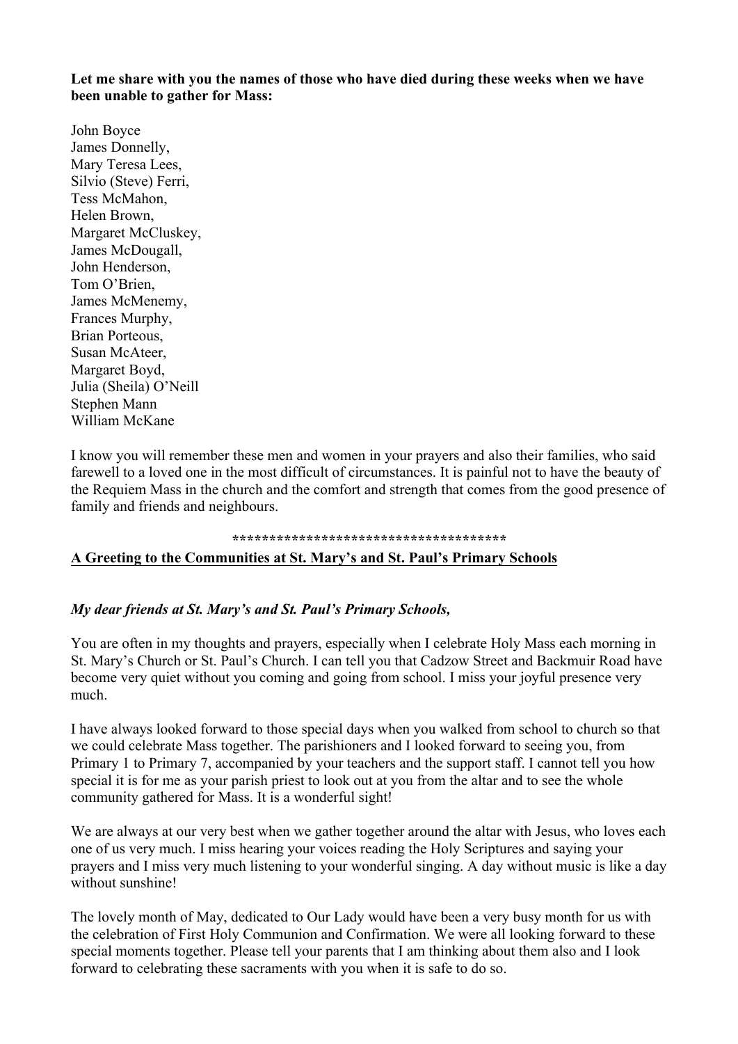**Let me share with you the names of those who have died during these weeks when we have been unable to gather for Mass:**

John Boyce  
James Donnelly,  
Mary Teresa Lees,  
Silvio (Steve) Ferri,  
Tess McMahon,  
Helen Brown,  
Margaret McCluskey,  
James McDougall,  
John Henderson,  
Tom O'Brien,  
James McMenemy,  
Frances Murphy,  
Brian Porteous,  
Susan McAteer,  
Margaret Boyd,  
Julia (Sheila) O'Neill  
Stephen Mann  
William McKane

I know you will remember these men and women in your prayers and also their families, who said farewell to a loved one in the most difficult of circumstances. It is painful not to have the beauty of the Requiem Mass in the church and the comfort and strength that comes from the good presence of family and friends and neighbours.

**************************************

**<u>A Greeting to the Communities at St. Mary's and St. Paul's Primary Schools</u>**

***My dear friends at St. Mary's and St. Paul's Primary Schools,***

You are often in my thoughts and prayers, especially when I celebrate Holy Mass each morning in St. Mary's Church or St. Paul's Church. I can tell you that Cadzow Street and Backmuir Road have become very quiet without you coming and going from school. I miss your joyful presence very much.

I have always looked forward to those special days when you walked from school to church so that we could celebrate Mass together. The parishioners and I looked forward to seeing you, from Primary 1 to Primary 7, accompanied by your teachers and the support staff. I cannot tell you how special it is for me as your parish priest to look out at you from the altar and to see the whole community gathered for Mass. It is a wonderful sight!

We are always at our very best when we gather together around the altar with Jesus, who loves each one of us very much. I miss hearing your voices reading the Holy Scriptures and saying your prayers and I miss very much listening to your wonderful singing. A day without music is like a day without sunshine!

The lovely month of May, dedicated to Our Lady would have been a very busy month for us with the celebration of First Holy Communion and Confirmation. We were all looking forward to these special moments together. Please tell your parents that I am thinking about them also and I look forward to celebrating these sacraments with you when it is safe to do so.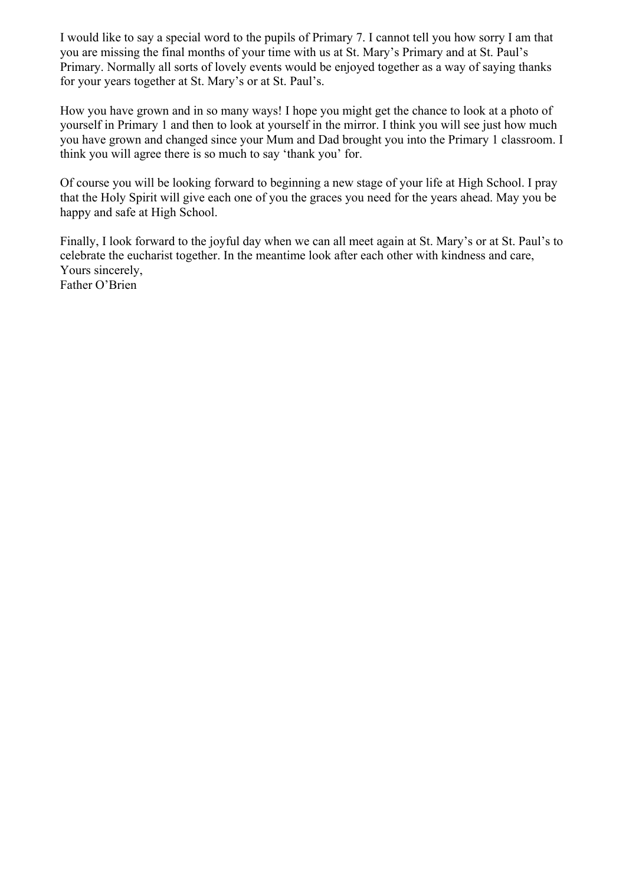I would like to say a special word to the pupils of Primary 7. I cannot tell you how sorry I am that you are missing the final months of your time with us at St. Mary's Primary and at St. Paul's Primary. Normally all sorts of lovely events would be enjoyed together as a way of saying thanks for your years together at St. Mary's or at St. Paul's.

How you have grown and in so many ways! I hope you might get the chance to look at a photo of yourself in Primary 1 and then to look at yourself in the mirror. I think you will see just how much you have grown and changed since your Mum and Dad brought you into the Primary 1 classroom. I think you will agree there is so much to say 'thank you' for.

Of course you will be looking forward to beginning a new stage of your life at High School. I pray that the Holy Spirit will give each one of you the graces you need for the years ahead. May you be happy and safe at High School.

Finally, I look forward to the joyful day when we can all meet again at St. Mary's or at St. Paul's to celebrate the eucharist together. In the meantime look after each other with kindness and care,
Yours sincerely,
Father O'Brien